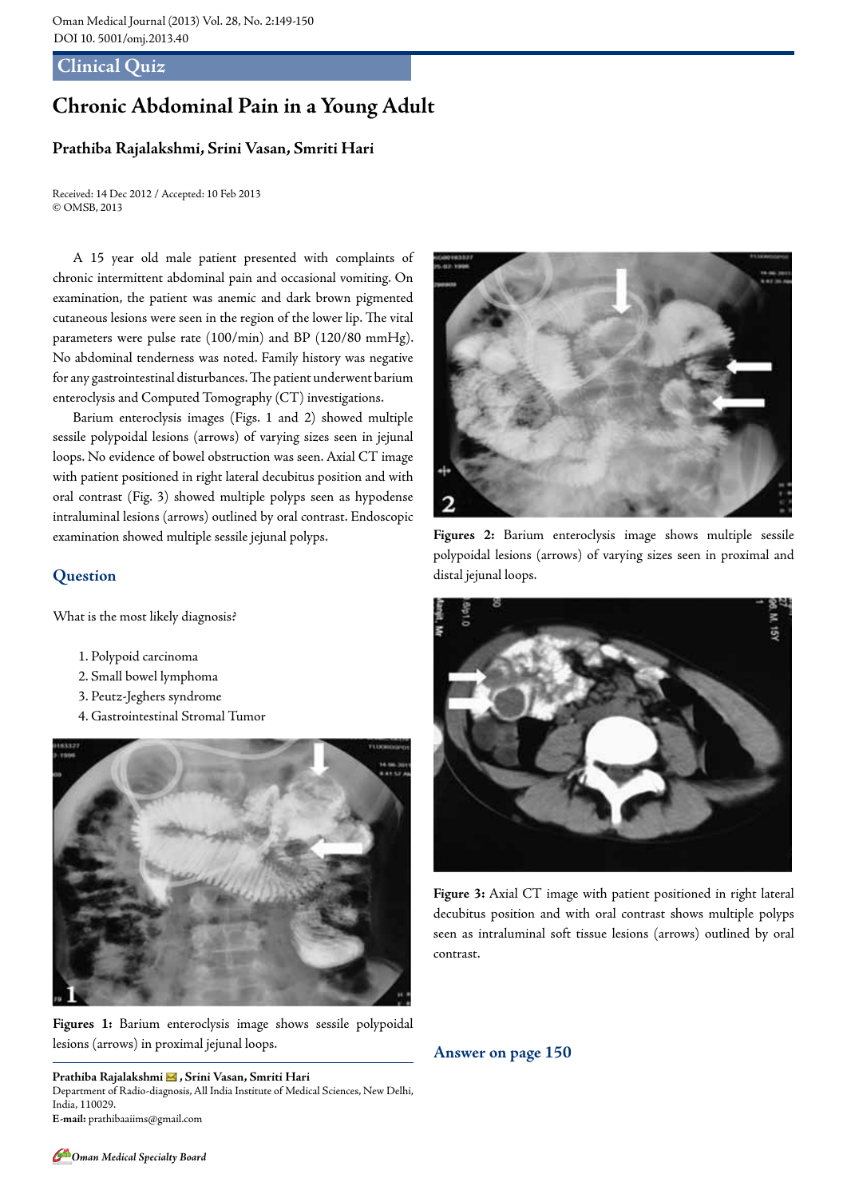## Clinical Quiz

# Chronic Abdominal Pain in a Young Adult

**Prathiba Rajalakshmi, Srini Vasan, Smriti Hari**

Received: 14 Dec 2012 / Accepted: 10 Feb 2013
© OMSB, 2013

A 15 year old male patient presented with complaints of chronic intermittent abdominal pain and occasional vomiting. On examination, the patient was anemic and dark brown pigmented cutaneous lesions were seen in the region of the lower lip. The vital parameters were pulse rate (100/min) and BP (120/80 mmHg). No abdominal tenderness was noted. Family history was negative for any gastrointestinal disturbances. The patient underwent barium enteroclysis and Computed Tomography (CT) investigations.

Barium enteroclysis images (Figs. 1 and 2) showed multiple sessile polypoidal lesions (arrows) of varying sizes seen in jejunal loops. No evidence of bowel obstruction was seen. Axial CT image with patient positioned in right lateral decubitus position and with oral contrast (Fig. 3) showed multiple polyps seen as hypodense intraluminal lesions (arrows) outlined by oral contrast. Endoscopic examination showed multiple sessile jejunal polyps.

## Question

What is the most likely diagnosis?

1. Polypoid carcinoma
2. Small bowel lymphoma
3. Peutz-Jeghers syndrome
4. Gastrointestinal Stromal Tumor

**Figures 1:** Barium enteroclysis image shows sessile polypoidal lesions (arrows) in proximal jejunal loops.

**Figures 2:** Barium enteroclysis image shows multiple sessile polypoidal lesions (arrows) of varying sizes seen in proximal and distal jejunal loops.

**Figure 3:** Axial CT image with patient positioned in right lateral decubitus position and with oral contrast shows multiple polyps seen as intraluminal soft tissue lesions (arrows) outlined by oral contrast.

**Answer on page 150**

---

**Prathiba Rajalakshmi, Srini Vasan, Smriti Hari**
Department of Radio-diagnosis, All India Institute of Medical Sciences, New Delhi, India, 110029.
**E-mail:** prathibaaiims@gmail.com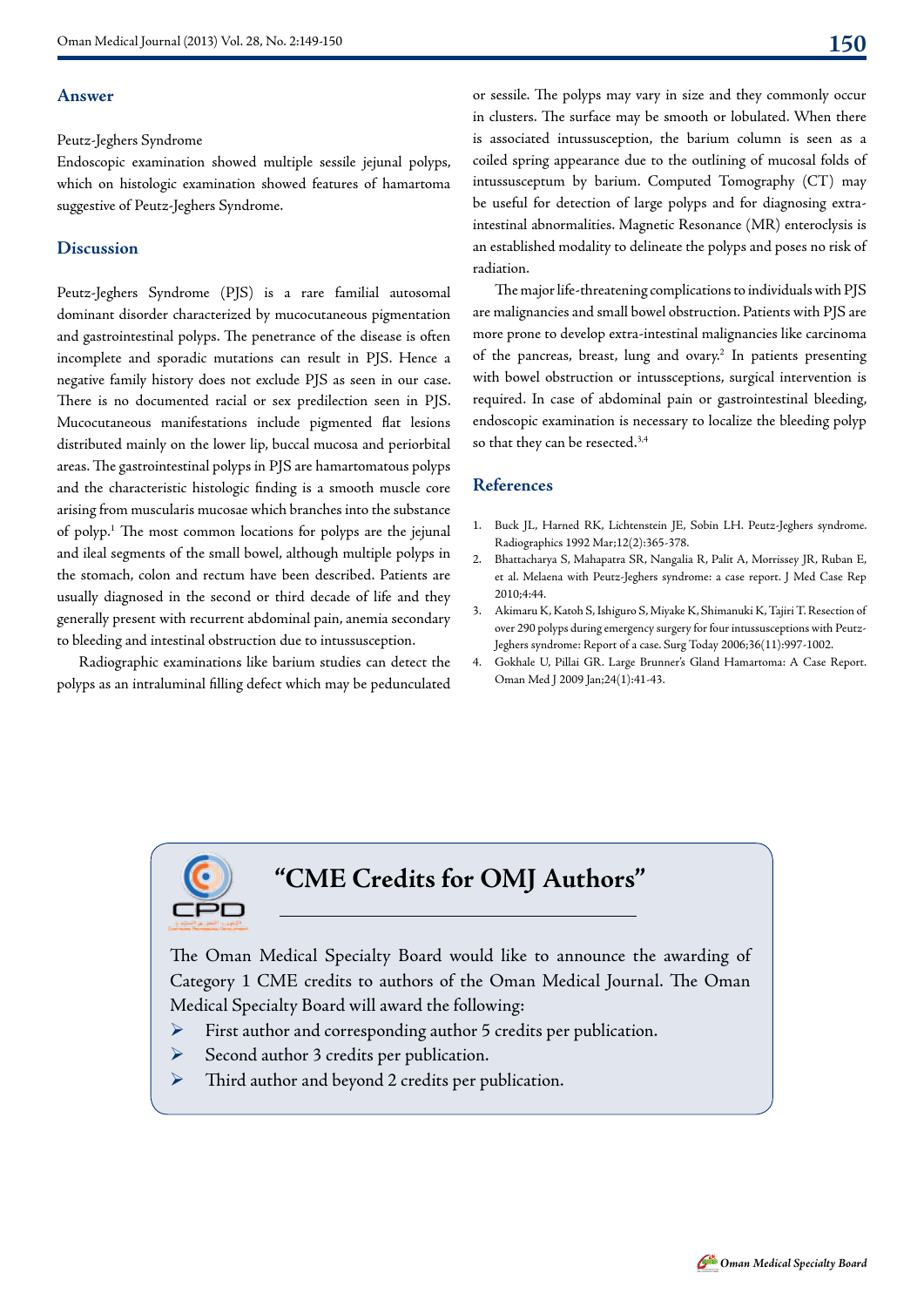## Answer

Peutz-Jeghers Syndrome

Endoscopic examination showed multiple sessile jejunal polyps, which on histologic examination showed features of hamartoma suggestive of Peutz-Jeghers Syndrome.

## Discussion

Peutz-Jeghers Syndrome (PJS) is a rare familial autosomal dominant disorder characterized by mucocutaneous pigmentation and gastrointestinal polyps. The penetrance of the disease is often incomplete and sporadic mutations can result in PJS. Hence a negative family history does not exclude PJS as seen in our case. There is no documented racial or sex predilection seen in PJS. Mucocutaneous manifestations include pigmented flat lesions distributed mainly on the lower lip, buccal mucosa and periorbital areas. The gastrointestinal polyps in PJS are hamartomatous polyps and the characteristic histologic finding is a smooth muscle core arising from muscularis mucosae which branches into the substance of polyp.[1] The most common locations for polyps are the jejunal and ileal segments of the small bowel, although multiple polyps in the stomach, colon and rectum have been described. Patients are usually diagnosed in the second or third decade of life and they generally present with recurrent abdominal pain, anemia secondary to bleeding and intestinal obstruction due to intussusception.

Radiographic examinations like barium studies can detect the polyps as an intraluminal filling defect which may be pedunculated or sessile. The polyps may vary in size and they commonly occur in clusters. The surface may be smooth or lobulated. When there is associated intussusception, the barium column is seen as a coiled spring appearance due to the outlining of mucosal folds of intussusceptum by barium. Computed Tomography (CT) may be useful for detection of large polyps and for diagnosing extra-intestinal abnormalities. Magnetic Resonance (MR) enteroclysis is an established modality to delineate the polyps and poses no risk of radiation.

The major life-threatening complications to individuals with PJS are malignancies and small bowel obstruction. Patients with PJS are more prone to develop extra-intestinal malignancies like carcinoma of the pancreas, breast, lung and ovary.[2] In patients presenting with bowel obstruction or intussceptions, surgical intervention is required. In case of abdominal pain or gastrointestinal bleeding, endoscopic examination is necessary to localize the bleeding polyp so that they can be resected.[3,4]

## References

1. Buck JL, Harned RK, Lichtenstein JE, Sobin LH. Peutz-Jeghers syndrome. Radiographics 1992 Mar;12(2):365-378.
2. Bhattacharya S, Mahapatra SR, Nangalia R, Palit A, Morrissey JR, Ruban E, et al. Melaena with Peutz-Jeghers syndrome: a case report. J Med Case Rep 2010;4:44.
3. Akimaru K, Katoh S, Ishiguro S, Miyake K, Shimanuki K, Tajiri T. Resection of over 290 polyps during emergency surgery for four intussusceptions with Peutz-Jeghers syndrome: Report of a case. Surg Today 2006;36(11):997-1002.
4. Gokhale U, Pillai GR. Large Brunner's Gland Hamartoma: A Case Report. Oman Med J 2009 Jan;24(1):41-43.

## "CME Credits for OMJ Authors"

The Oman Medical Specialty Board would like to announce the awarding of Category 1 CME credits to authors of the Oman Medical Journal. The Oman Medical Specialty Board will award the following:

- First author and corresponding author 5 credits per publication.
- Second author 3 credits per publication.
- Third author and beyond 2 credits per publication.

*Oman Medical Specialty Board*